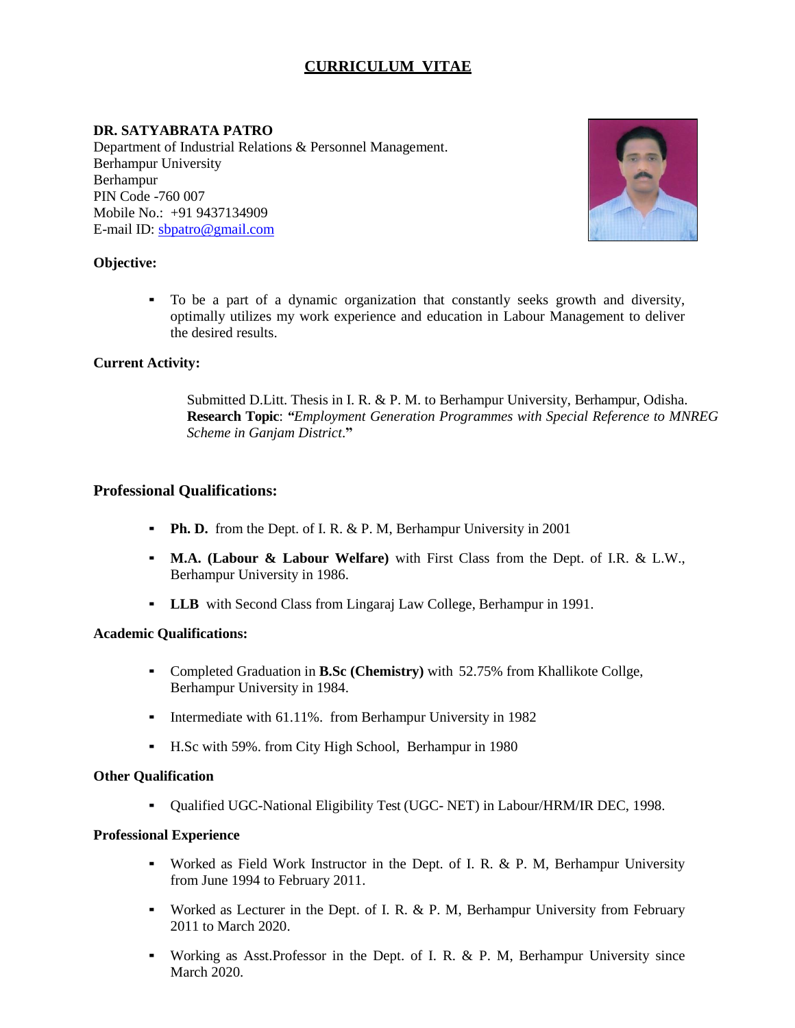# CURRICULUM VITAE

**DR. SATYABRATA PATRO**
Department of Industrial Relations & Personnel Management.
Berhampur University
Berhampur
PIN Code -760 007
Mobile No.: +91 9437134909
E-mail ID: sbpatro@gmail.com

**Objective:**

- To be a part of a dynamic organization that constantly seeks growth and diversity, optimally utilizes my work experience and education in Labour Management to deliver the desired results.

**Current Activity:**

Submitted D.Litt. Thesis in I. R. & P. M. to Berhampur University, Berhampur, Odisha.
**Research Topic**: ***"****Employment Generation Programmes with Special Reference to MNREG Scheme in Ganjam District*.**"**

## Professional Qualifications:

- **Ph. D.** from the Dept. of I. R. & P. M, Berhampur University in 2001
- **M.A. (Labour & Labour Welfare)** with First Class from the Dept. of I.R. & L.W., Berhampur University in 1986.
- **LLB** with Second Class from Lingaraj Law College, Berhampur in 1991.

**Academic Qualifications:**

- Completed Graduation in **B.Sc (Chemistry)** with 52.75% from Khallikote Collge, Berhampur University in 1984.
- Intermediate with 61.11%. from Berhampur University in 1982
- H.Sc with 59%. from City High School, Berhampur in 1980

**Other Qualification**

- Qualified UGC-National Eligibility Test (UGC- NET) in Labour/HRM/IR DEC, 1998.

**Professional Experience**

- Worked as Field Work Instructor in the Dept. of I. R. & P. M, Berhampur University from June 1994 to February 2011.
- Worked as Lecturer in the Dept. of I. R. & P. M, Berhampur University from February 2011 to March 2020.
- Working as Asst.Professor in the Dept. of I. R. & P. M, Berhampur University since March 2020.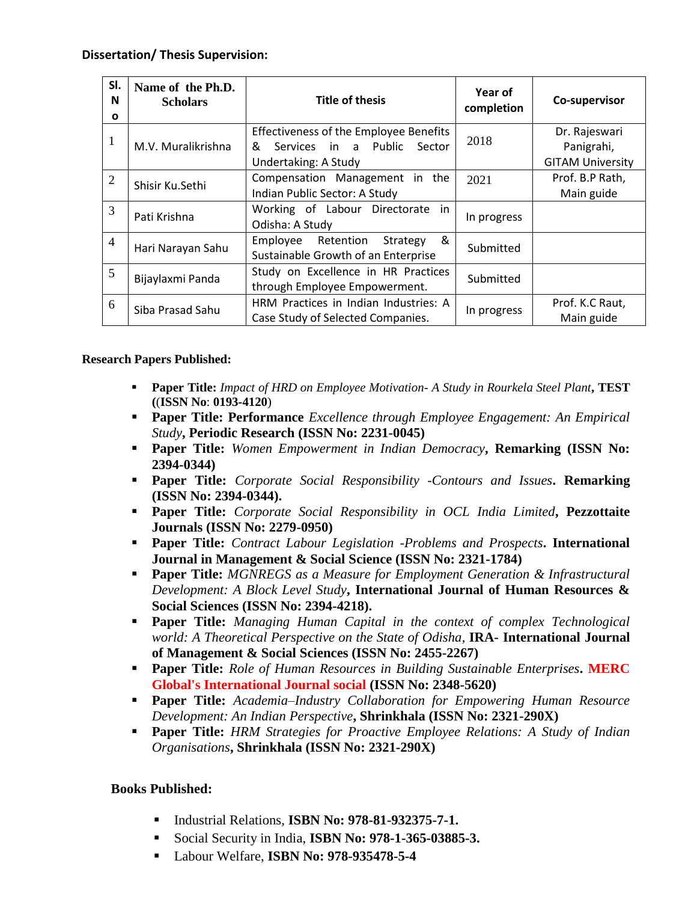**Dissertation/ Thesis Supervision:**

| Sl. No | Name of the Ph.D. Scholars | Title of thesis | Year of completion | Co-supervisor |
|---|---|---|---|---|
| 1 | M.V. Muralikrishna | Effectiveness of the Employee Benefits & Services in a Public Sector Undertaking: A Study | 2018 | Dr. Rajeswari Panigrahi, GITAM University |
| 2 | Shisir Ku.Sethi | Compensation Management in the Indian Public Sector: A Study | 2021 | Prof. B.P Rath, Main guide |
| 3 | Pati Krishna | Working of Labour Directorate in Odisha: A Study | In progress | |
| 4 | Hari Narayan Sahu | Employee Retention Strategy & Sustainable Growth of an Enterprise | Submitted | |
| 5 | Bijaylaxmi Panda | Study on Excellence in HR Practices through Employee Empowerment. | Submitted | |
| 6 | Siba Prasad Sahu | HRM Practices in Indian Industries: A Case Study of Selected Companies. | In progress | Prof. K.C Raut, Main guide |

**Research Papers Published:**

- **Paper Title:** *Impact of HRD on Employee Motivation- A Study in Rourkela Steel Plant*, **TEST ((ISSN No: 0193-4120)**
- **Paper Title: Performance** *Excellence through Employee Engagement: An Empirical Study*, **Periodic Research (ISSN No: 2231-0045)**
- **Paper Title:** *Women Empowerment in Indian Democracy*, **Remarking (ISSN No: 2394-0344)**
- **Paper Title:** *Corporate Social Responsibility -Contours and Issues*. **Remarking (ISSN No: 2394-0344).**
- **Paper Title:** *Corporate Social Responsibility in OCL India Limited*, **Pezzottaite Journals (ISSN No: 2279-0950)**
- **Paper Title:** *Contract Labour Legislation -Problems and Prospects*. **International Journal in Management & Social Science (ISSN No: 2321-1784)**
- **Paper Title:** *MGNREGS as a Measure for Employment Generation & Infrastructural Development: A Block Level Study*, **International Journal of Human Resources & Social Sciences (ISSN No: 2394-4218).**
- **Paper Title:** *Managing Human Capital in the context of complex Technological world: A Theoretical Perspective on the State of Odisha*, **IRA- International Journal of Management & Social Sciences (ISSN No: 2455-2267)**
- **Paper Title:** *Role of Human Resources in Building Sustainable Enterprises*. **MERC Global's International Journal social (ISSN No: 2348-5620)**
- **Paper Title:** *Academia–Industry Collaboration for Empowering Human Resource Development: An Indian Perspective*, **Shrinkhala (ISSN No: 2321-290X)**
- **Paper Title:** *HRM Strategies for Proactive Employee Relations: A Study of Indian Organisations*, **Shrinkhala (ISSN No: 2321-290X)**

**Books Published:**

- Industrial Relations, **ISBN No: 978-81-932375-7-1.**
- Social Security in India, **ISBN No: 978-1-365-03885-3.**
- Labour Welfare, **ISBN No: 978-935478-5-4**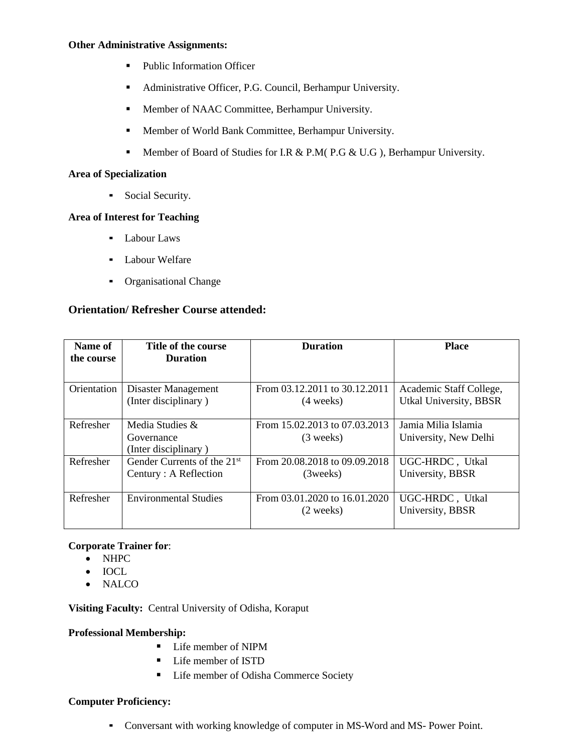**Other Administrative Assignments:**

- Public Information Officer
- Administrative Officer, P.G. Council, Berhampur University.
- Member of NAAC Committee, Berhampur University.
- Member of World Bank Committee, Berhampur University.
- Member of Board of Studies for I.R & P.M( P.G & U.G ), Berhampur University.

**Area of Specialization**

- Social Security.

**Area of Interest for Teaching**

- Labour Laws
- Labour Welfare
- Organisational Change

## Orientation/ Refresher Course attended:

| Name of the course | Title of the course Duration | Duration | Place |
|---|---|---|---|
| Orientation | Disaster Management (Inter disciplinary ) | From 03.12.2011 to 30.12.2011 (4 weeks) | Academic Staff College, Utkal University, BBSR |
| Refresher | Media Studies & Governance (Inter disciplinary ) | From 15.02.2013 to 07.03.2013 (3 weeks) | Jamia Milia Islamia University, New Delhi |
| Refresher | Gender Currents of the 21st Century : A Reflection | From 20.08.2018 to 09.09.2018 (3weeks) | UGC-HRDC , Utkal University, BBSR |
| Refresher | Environmental Studies | From 03.01.2020 to 16.01.2020 (2 weeks) | UGC-HRDC , Utkal University, BBSR |

**Corporate Trainer for**:

- NHPC
- IOCL
- NALCO

**Visiting Faculty:** Central University of Odisha, Koraput

**Professional Membership:**

- Life member of NIPM
- Life member of ISTD
- Life member of Odisha Commerce Society

**Computer Proficiency:**

- Conversant with working knowledge of computer in MS-Word and MS- Power Point.